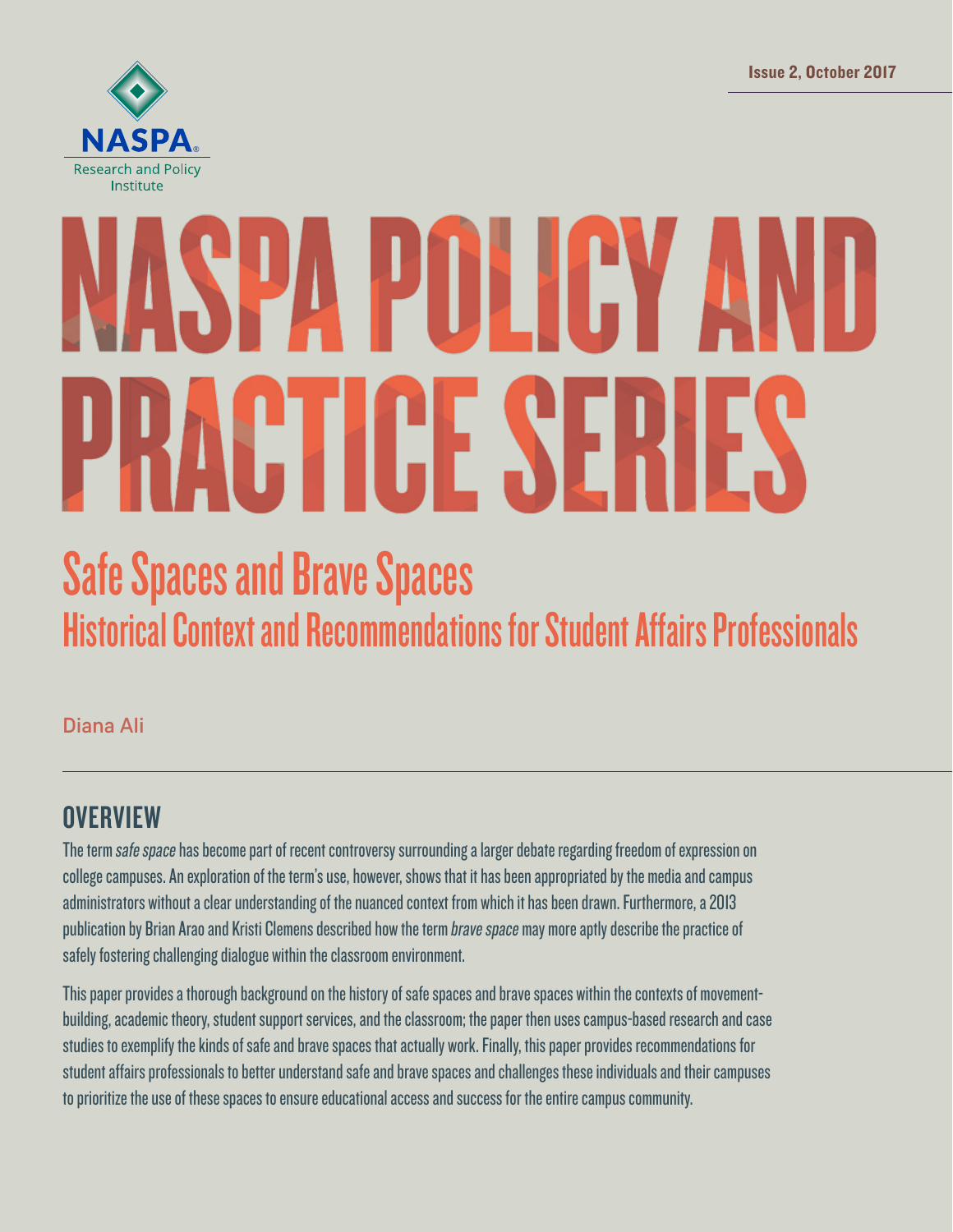NASPA Research and Policy Institute

Issue 2, October 2017

# NASPA POLICY AND PRACTICE SERIES

## Safe Spaces and Brave Spaces

### Historical Context and Recommendations for Student Affairs Professionals

Diana Ali

## OVERVIEW

The term *safe space* has become part of recent controversy surrounding a larger debate regarding freedom of expression on college campuses. An exploration of the term's use, however, shows that it has been appropriated by the media and campus administrators without a clear understanding of the nuanced context from which it has been drawn. Furthermore, a 2013 publication by Brian Arao and Kristi Clemens described how the term *brave space* may more aptly describe the practice of safely fostering challenging dialogue within the classroom environment.

This paper provides a thorough background on the history of safe spaces and brave spaces within the contexts of movement-building, academic theory, student support services, and the classroom; the paper then uses campus-based research and case studies to exemplify the kinds of safe and brave spaces that actually work. Finally, this paper provides recommendations for student affairs professionals to better understand safe and brave spaces and challenges these individuals and their campuses to prioritize the use of these spaces to ensure educational access and success for the entire campus community.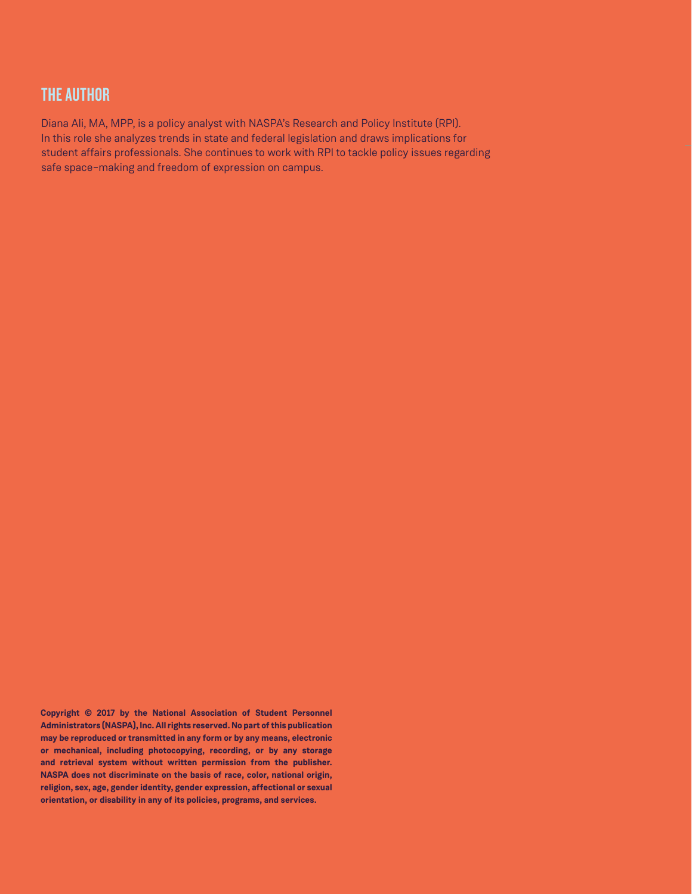## THE AUTHOR

Diana Ali, MA, MPP, is a policy analyst with NASPA's Research and Policy Institute (RPI). In this role she analyzes trends in state and federal legislation and draws implications for student affairs professionals. She continues to work with RPI to tackle policy issues regarding safe space–making and freedom of expression on campus.

**Copyright © 2017 by the National Association of Student Personnel Administrators (NASPA), Inc. All rights reserved. No part of this publication may be reproduced or transmitted in any form or by any means, electronic or mechanical, including photocopying, recording, or by any storage and retrieval system without written permission from the publisher. NASPA does not discriminate on the basis of race, color, national origin, religion, sex, age, gender identity, gender expression, affectional or sexual orientation, or disability in any of its policies, programs, and services.**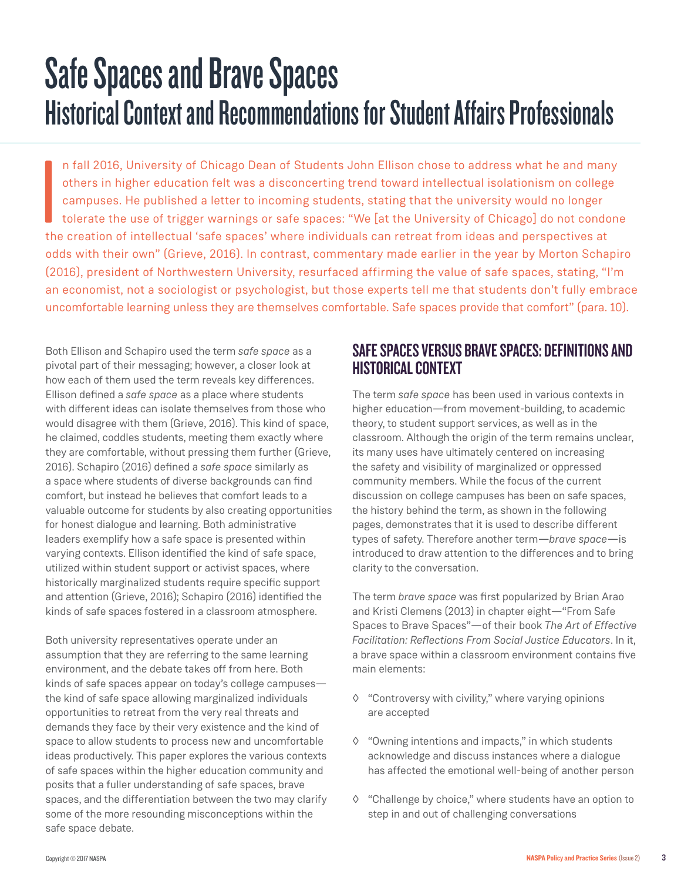# Safe Spaces and Brave Spaces

## Historical Context and Recommendations for Student Affairs Professionals

In fall 2016, University of Chicago Dean of Students John Ellison chose to address what he and many others in higher education felt was a disconcerting trend toward intellectual isolationism on college campuses. He published a letter to incoming students, stating that the university would no longer tolerate the use of trigger warnings or safe spaces: "We [at the University of Chicago] do not condone the creation of intellectual 'safe spaces' where individuals can retreat from ideas and perspectives at odds with their own" (Grieve, 2016). In contrast, commentary made earlier in the year by Morton Schapiro (2016), president of Northwestern University, resurfaced affirming the value of safe spaces, stating, "I'm an economist, not a sociologist or psychologist, but those experts tell me that students don't fully embrace uncomfortable learning unless they are themselves comfortable. Safe spaces provide that comfort" (para. 10).

Both Ellison and Schapiro used the term *safe space* as a pivotal part of their messaging; however, a closer look at how each of them used the term reveals key differences. Ellison defined a *safe space* as a place where students with different ideas can isolate themselves from those who would disagree with them (Grieve, 2016). This kind of space, he claimed, coddles students, meeting them exactly where they are comfortable, without pressing them further (Grieve, 2016). Schapiro (2016) defined a *safe space* similarly as a space where students of diverse backgrounds can find comfort, but instead he believes that comfort leads to a valuable outcome for students by also creating opportunities for honest dialogue and learning. Both administrative leaders exemplify how a safe space is presented within varying contexts. Ellison identified the kind of safe space, utilized within student support or activist spaces, where historically marginalized students require specific support and attention (Grieve, 2016); Schapiro (2016) identified the kinds of safe spaces fostered in a classroom atmosphere.

Both university representatives operate under an assumption that they are referring to the same learning environment, and the debate takes off from here. Both kinds of safe spaces appear on today's college campuses—the kind of safe space allowing marginalized individuals opportunities to retreat from the very real threats and demands they face by their very existence and the kind of space to allow students to process new and uncomfortable ideas productively. This paper explores the various contexts of safe spaces within the higher education community and posits that a fuller understanding of safe spaces, brave spaces, and the differentiation between the two may clarify some of the more resounding misconceptions within the safe space debate.

### SAFE SPACES VERSUS BRAVE SPACES: DEFINITIONS AND HISTORICAL CONTEXT

The term *safe space* has been used in various contexts in higher education—from movement-building, to academic theory, to student support services, as well as in the classroom. Although the origin of the term remains unclear, its many uses have ultimately centered on increasing the safety and visibility of marginalized or oppressed community members. While the focus of the current discussion on college campuses has been on safe spaces, the history behind the term, as shown in the following pages, demonstrates that it is used to describe different types of safety. Therefore another term—*brave space*—is introduced to draw attention to the differences and to bring clarity to the conversation.

The term *brave space* was first popularized by Brian Arao and Kristi Clemens (2013) in chapter eight—"From Safe Spaces to Brave Spaces"—of their book *The Art of Effective Facilitation: Reflections From Social Justice Educators*. In it, a brave space within a classroom environment contains five main elements:

- "Controversy with civility," where varying opinions are accepted
- "Owning intentions and impacts," in which students acknowledge and discuss instances where a dialogue has affected the emotional well-being of another person
- "Challenge by choice," where students have an option to step in and out of challenging conversations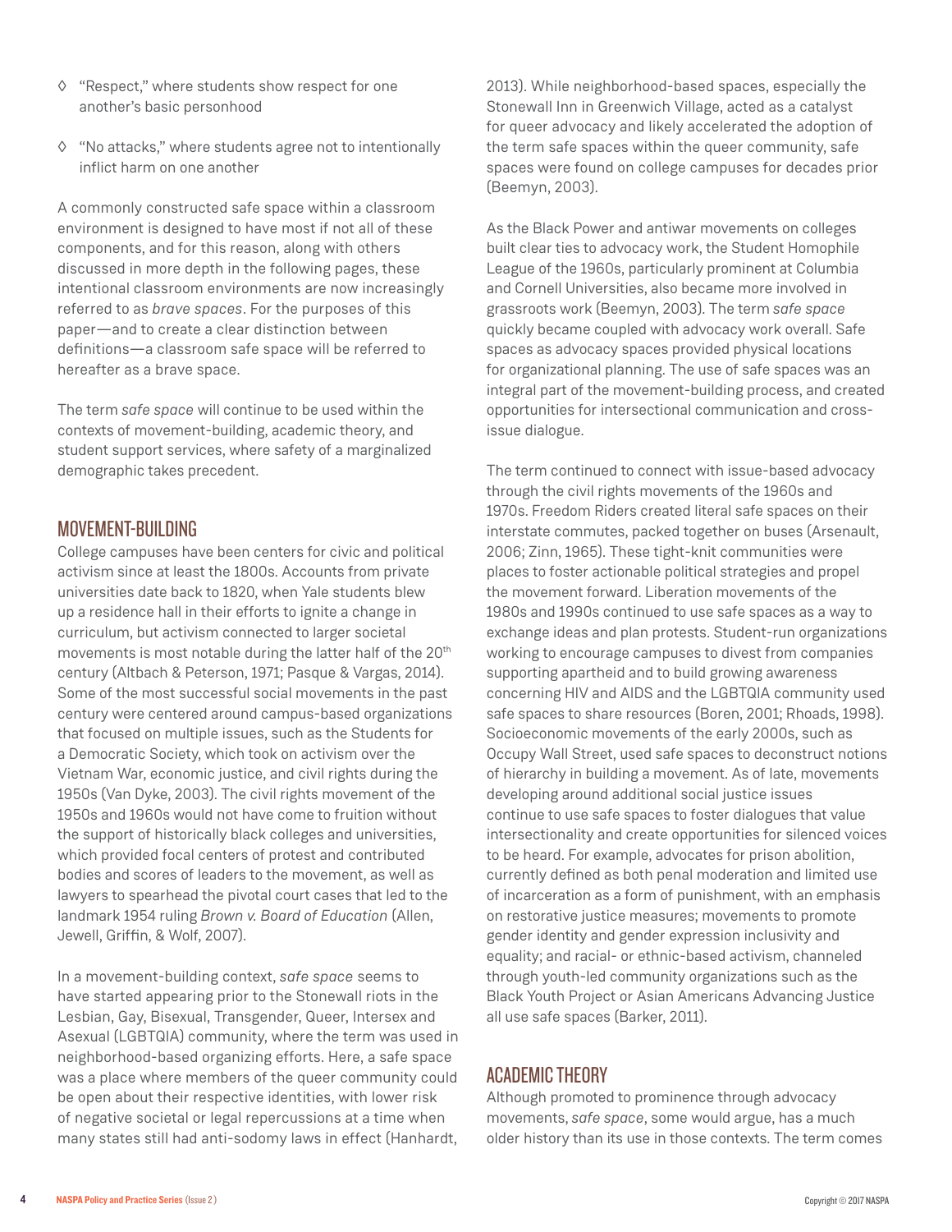- ◊ "Respect," where students show respect for one another's basic personhood
- ◊ "No attacks," where students agree not to intentionally inflict harm on one another

A commonly constructed safe space within a classroom environment is designed to have most if not all of these components, and for this reason, along with others discussed in more depth in the following pages, these intentional classroom environments are now increasingly referred to as *brave spaces*. For the purposes of this paper—and to create a clear distinction between definitions—a classroom safe space will be referred to hereafter as a brave space.

The term *safe space* will continue to be used within the contexts of movement-building, academic theory, and student support services, where safety of a marginalized demographic takes precedent.

## MOVEMENT-BUILDING

College campuses have been centers for civic and political activism since at least the 1800s. Accounts from private universities date back to 1820, when Yale students blew up a residence hall in their efforts to ignite a change in curriculum, but activism connected to larger societal movements is most notable during the latter half of the 20th century (Altbach & Peterson, 1971; Pasque & Vargas, 2014). Some of the most successful social movements in the past century were centered around campus-based organizations that focused on multiple issues, such as the Students for a Democratic Society, which took on activism over the Vietnam War, economic justice, and civil rights during the 1950s (Van Dyke, 2003). The civil rights movement of the 1950s and 1960s would not have come to fruition without the support of historically black colleges and universities, which provided focal centers of protest and contributed bodies and scores of leaders to the movement, as well as lawyers to spearhead the pivotal court cases that led to the landmark 1954 ruling *Brown v. Board of Education* (Allen, Jewell, Griffin, & Wolf, 2007).

In a movement-building context, *safe space* seems to have started appearing prior to the Stonewall riots in the Lesbian, Gay, Bisexual, Transgender, Queer, Intersex and Asexual (LGBTQIA) community, where the term was used in neighborhood-based organizing efforts. Here, a safe space was a place where members of the queer community could be open about their respective identities, with lower risk of negative societal or legal repercussions at a time when many states still had anti-sodomy laws in effect (Hanhardt, 2013). While neighborhood-based spaces, especially the Stonewall Inn in Greenwich Village, acted as a catalyst for queer advocacy and likely accelerated the adoption of the term safe spaces within the queer community, safe spaces were found on college campuses for decades prior (Beemyn, 2003).

As the Black Power and antiwar movements on colleges built clear ties to advocacy work, the Student Homophile League of the 1960s, particularly prominent at Columbia and Cornell Universities, also became more involved in grassroots work (Beemyn, 2003). The term *safe space* quickly became coupled with advocacy work overall. Safe spaces as advocacy spaces provided physical locations for organizational planning. The use of safe spaces was an integral part of the movement-building process, and created opportunities for intersectional communication and cross-issue dialogue.

The term continued to connect with issue-based advocacy through the civil rights movements of the 1960s and 1970s. Freedom Riders created literal safe spaces on their interstate commutes, packed together on buses (Arsenault, 2006; Zinn, 1965). These tight-knit communities were places to foster actionable political strategies and propel the movement forward. Liberation movements of the 1980s and 1990s continued to use safe spaces as a way to exchange ideas and plan protests. Student-run organizations working to encourage campuses to divest from companies supporting apartheid and to build growing awareness concerning HIV and AIDS and the LGBTQIA community used safe spaces to share resources (Boren, 2001; Rhoads, 1998). Socioeconomic movements of the early 2000s, such as Occupy Wall Street, used safe spaces to deconstruct notions of hierarchy in building a movement. As of late, movements developing around additional social justice issues continue to use safe spaces to foster dialogues that value intersectionality and create opportunities for silenced voices to be heard. For example, advocates for prison abolition, currently defined as both penal moderation and limited use of incarceration as a form of punishment, with an emphasis on restorative justice measures; movements to promote gender identity and gender expression inclusivity and equality; and racial- or ethnic-based activism, channeled through youth-led community organizations such as the Black Youth Project or Asian Americans Advancing Justice all use safe spaces (Barker, 2011).

## ACADEMIC THEORY

Although promoted to prominence through advocacy movements, *safe space*, some would argue, has a much older history than its use in those contexts. The term comes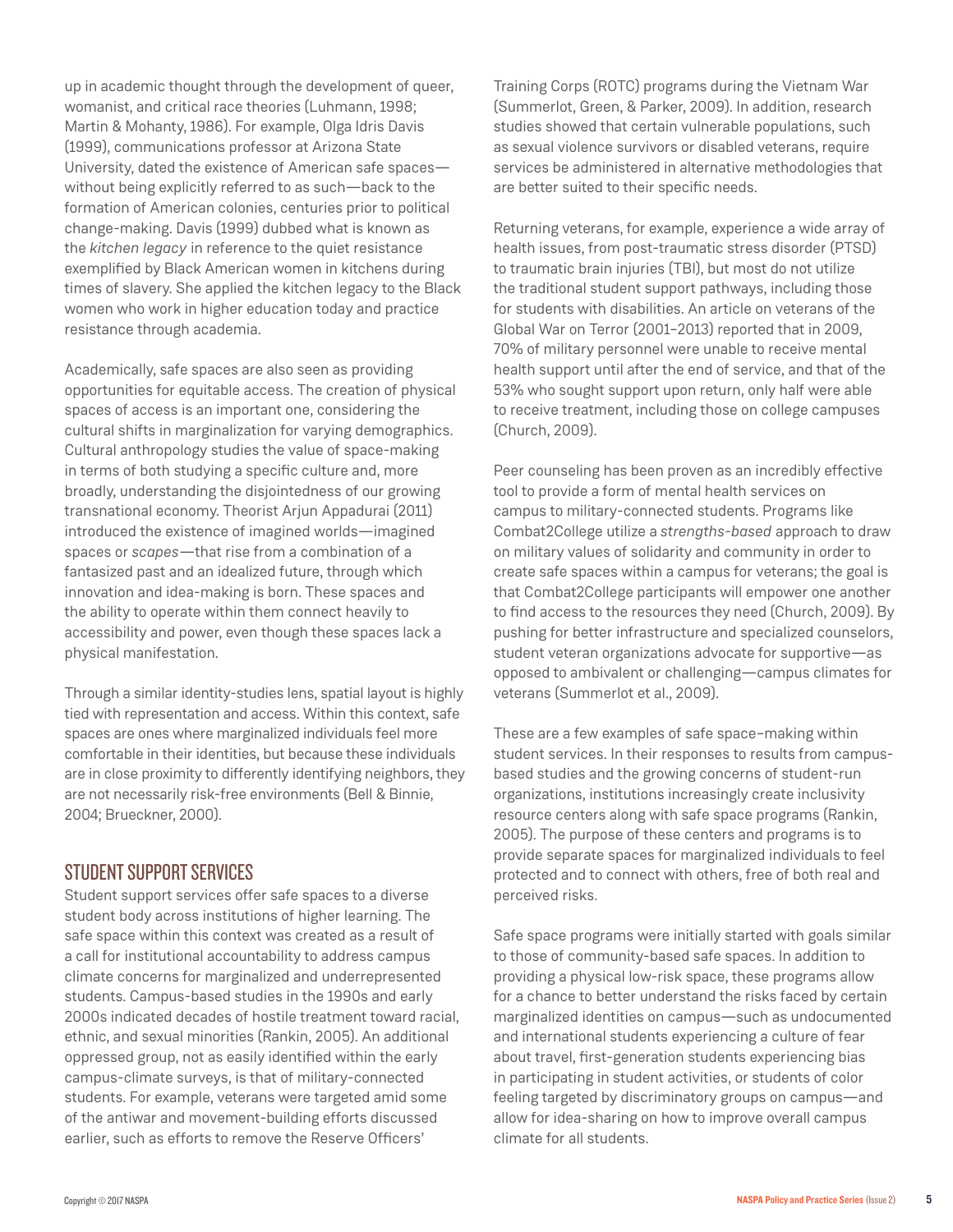up in academic thought through the development of queer, womanist, and critical race theories (Luhmann, 1998; Martin & Mohanty, 1986). For example, Olga Idris Davis (1999), communications professor at Arizona State University, dated the existence of American safe spaces—without being explicitly referred to as such—back to the formation of American colonies, centuries prior to political change-making. Davis (1999) dubbed what is known as the *kitchen legacy* in reference to the quiet resistance exemplified by Black American women in kitchens during times of slavery. She applied the kitchen legacy to the Black women who work in higher education today and practice resistance through academia.

Academically, safe spaces are also seen as providing opportunities for equitable access. The creation of physical spaces of access is an important one, considering the cultural shifts in marginalization for varying demographics. Cultural anthropology studies the value of space-making in terms of both studying a specific culture and, more broadly, understanding the disjointedness of our growing transnational economy. Theorist Arjun Appadurai (2011) introduced the existence of imagined worlds—imagined spaces or *scapes*—that rise from a combination of a fantasized past and an idealized future, through which innovation and idea-making is born. These spaces and the ability to operate within them connect heavily to accessibility and power, even though these spaces lack a physical manifestation.

Through a similar identity-studies lens, spatial layout is highly tied with representation and access. Within this context, safe spaces are ones where marginalized individuals feel more comfortable in their identities, but because these individuals are in close proximity to differently identifying neighbors, they are not necessarily risk-free environments (Bell & Binnie, 2004; Brueckner, 2000).

## STUDENT SUPPORT SERVICES

Student support services offer safe spaces to a diverse student body across institutions of higher learning. The safe space within this context was created as a result of a call for institutional accountability to address campus climate concerns for marginalized and underrepresented students. Campus-based studies in the 1990s and early 2000s indicated decades of hostile treatment toward racial, ethnic, and sexual minorities (Rankin, 2005). An additional oppressed group, not as easily identified within the early campus-climate surveys, is that of military-connected students. For example, veterans were targeted amid some of the antiwar and movement-building efforts discussed earlier, such as efforts to remove the Reserve Officers' Training Corps (ROTC) programs during the Vietnam War (Summerlot, Green, & Parker, 2009). In addition, research studies showed that certain vulnerable populations, such as sexual violence survivors or disabled veterans, require services be administered in alternative methodologies that are better suited to their specific needs.

Returning veterans, for example, experience a wide array of health issues, from post-traumatic stress disorder (PTSD) to traumatic brain injuries (TBI), but most do not utilize the traditional student support pathways, including those for students with disabilities. An article on veterans of the Global War on Terror (2001–2013) reported that in 2009, 70% of military personnel were unable to receive mental health support until after the end of service, and that of the 53% who sought support upon return, only half were able to receive treatment, including those on college campuses (Church, 2009).

Peer counseling has been proven as an incredibly effective tool to provide a form of mental health services on campus to military-connected students. Programs like Combat2College utilize a *strengths-based* approach to draw on military values of solidarity and community in order to create safe spaces within a campus for veterans; the goal is that Combat2College participants will empower one another to find access to the resources they need (Church, 2009). By pushing for better infrastructure and specialized counselors, student veteran organizations advocate for supportive—as opposed to ambivalent or challenging—campus climates for veterans (Summerlot et al., 2009).

These are a few examples of safe space–making within student services. In their responses to results from campus-based studies and the growing concerns of student-run organizations, institutions increasingly create inclusivity resource centers along with safe space programs (Rankin, 2005). The purpose of these centers and programs is to provide separate spaces for marginalized individuals to feel protected and to connect with others, free of both real and perceived risks.

Safe space programs were initially started with goals similar to those of community-based safe spaces. In addition to providing a physical low-risk space, these programs allow for a chance to better understand the risks faced by certain marginalized identities on campus—such as undocumented and international students experiencing a culture of fear about travel, first-generation students experiencing bias in participating in student activities, or students of color feeling targeted by discriminatory groups on campus—and allow for idea-sharing on how to improve overall campus climate for all students.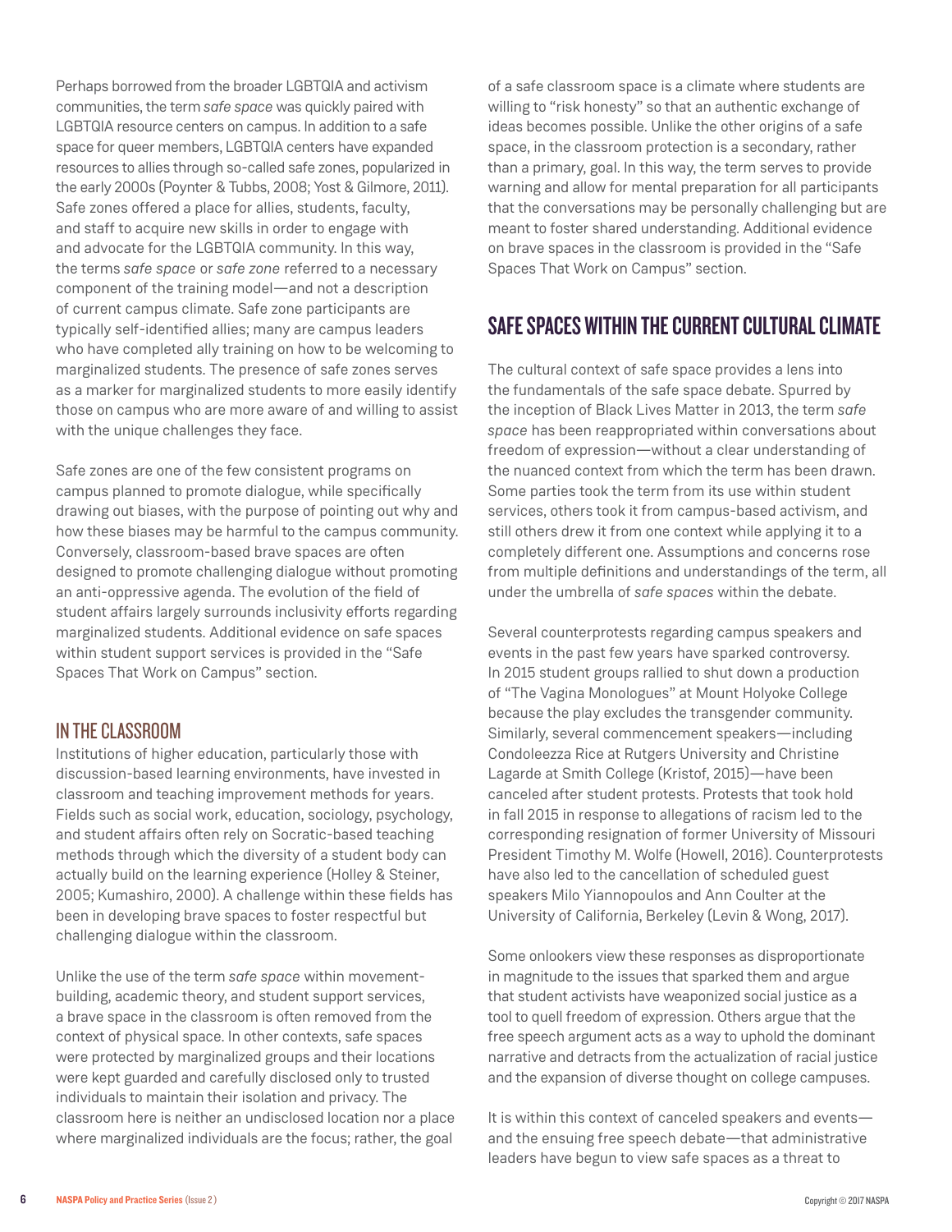Perhaps borrowed from the broader LGBTQIA and activism communities, the term *safe space* was quickly paired with LGBTQIA resource centers on campus. In addition to a safe space for queer members, LGBTQIA centers have expanded resources to allies through so-called safe zones, popularized in the early 2000s (Poynter & Tubbs, 2008; Yost & Gilmore, 2011). Safe zones offered a place for allies, students, faculty, and staff to acquire new skills in order to engage with and advocate for the LGBTQIA community. In this way, the terms *safe space* or *safe zone* referred to a necessary component of the training model—and not a description of current campus climate. Safe zone participants are typically self-identified allies; many are campus leaders who have completed ally training on how to be welcoming to marginalized students. The presence of safe zones serves as a marker for marginalized students to more easily identify those on campus who are more aware of and willing to assist with the unique challenges they face.

Safe zones are one of the few consistent programs on campus planned to promote dialogue, while specifically drawing out biases, with the purpose of pointing out why and how these biases may be harmful to the campus community. Conversely, classroom-based brave spaces are often designed to promote challenging dialogue without promoting an anti-oppressive agenda. The evolution of the field of student affairs largely surrounds inclusivity efforts regarding marginalized students. Additional evidence on safe spaces within student support services is provided in the "Safe Spaces That Work on Campus" section.

### IN THE CLASSROOM

Institutions of higher education, particularly those with discussion-based learning environments, have invested in classroom and teaching improvement methods for years. Fields such as social work, education, sociology, psychology, and student affairs often rely on Socratic-based teaching methods through which the diversity of a student body can actually build on the learning experience (Holley & Steiner, 2005; Kumashiro, 2000). A challenge within these fields has been in developing brave spaces to foster respectful but challenging dialogue within the classroom.

Unlike the use of the term *safe space* within movement-building, academic theory, and student support services, a brave space in the classroom is often removed from the context of physical space. In other contexts, safe spaces were protected by marginalized groups and their locations were kept guarded and carefully disclosed only to trusted individuals to maintain their isolation and privacy. The classroom here is neither an undisclosed location nor a place where marginalized individuals are the focus; rather, the goal of a safe classroom space is a climate where students are willing to "risk honesty" so that an authentic exchange of ideas becomes possible. Unlike the other origins of a safe space, in the classroom protection is a secondary, rather than a primary, goal. In this way, the term serves to provide warning and allow for mental preparation for all participants that the conversations may be personally challenging but are meant to foster shared understanding. Additional evidence on brave spaces in the classroom is provided in the "Safe Spaces That Work on Campus" section.

## SAFE SPACES WITHIN THE CURRENT CULTURAL CLIMATE

The cultural context of safe space provides a lens into the fundamentals of the safe space debate. Spurred by the inception of Black Lives Matter in 2013, the term *safe space* has been reappropriated within conversations about freedom of expression—without a clear understanding of the nuanced context from which the term has been drawn. Some parties took the term from its use within student services, others took it from campus-based activism, and still others drew it from one context while applying it to a completely different one. Assumptions and concerns rose from multiple definitions and understandings of the term, all under the umbrella of *safe spaces* within the debate.

Several counterprotests regarding campus speakers and events in the past few years have sparked controversy. In 2015 student groups rallied to shut down a production of "The Vagina Monologues" at Mount Holyoke College because the play excludes the transgender community. Similarly, several commencement speakers—including Condoleezza Rice at Rutgers University and Christine Lagarde at Smith College (Kristof, 2015)—have been canceled after student protests. Protests that took hold in fall 2015 in response to allegations of racism led to the corresponding resignation of former University of Missouri President Timothy M. Wolfe (Howell, 2016). Counterprotests have also led to the cancellation of scheduled guest speakers Milo Yiannopoulos and Ann Coulter at the University of California, Berkeley (Levin & Wong, 2017).

Some onlookers view these responses as disproportionate in magnitude to the issues that sparked them and argue that student activists have weaponized social justice as a tool to quell freedom of expression. Others argue that the free speech argument acts as a way to uphold the dominant narrative and detracts from the actualization of racial justice and the expansion of diverse thought on college campuses.

It is within this context of canceled speakers and events—and the ensuing free speech debate—that administrative leaders have begun to view safe spaces as a threat to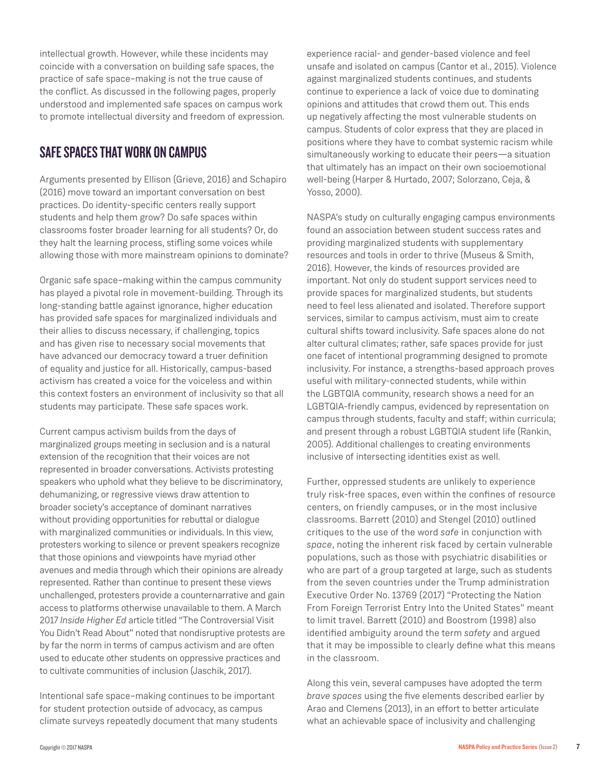intellectual growth. However, while these incidents may coincide with a conversation on building safe spaces, the practice of safe space–making is not the true cause of the conflict. As discussed in the following pages, properly understood and implemented safe spaces on campus work to promote intellectual diversity and freedom of expression.

## SAFE SPACES THAT WORK ON CAMPUS

Arguments presented by Ellison (Grieve, 2016) and Schapiro (2016) move toward an important conversation on best practices. Do identity-specific centers really support students and help them grow? Do safe spaces within classrooms foster broader learning for all students? Or, do they halt the learning process, stifling some voices while allowing those with more mainstream opinions to dominate?

Organic safe space–making within the campus community has played a pivotal role in movement-building. Through its long-standing battle against ignorance, higher education has provided safe spaces for marginalized individuals and their allies to discuss necessary, if challenging, topics and has given rise to necessary social movements that have advanced our democracy toward a truer definition of equality and justice for all. Historically, campus-based activism has created a voice for the voiceless and within this context fosters an environment of inclusivity so that all students may participate. These safe spaces work.

Current campus activism builds from the days of marginalized groups meeting in seclusion and is a natural extension of the recognition that their voices are not represented in broader conversations. Activists protesting speakers who uphold what they believe to be discriminatory, dehumanizing, or regressive views draw attention to broader society's acceptance of dominant narratives without providing opportunities for rebuttal or dialogue with marginalized communities or individuals. In this view, protesters working to silence or prevent speakers recognize that those opinions and viewpoints have myriad other avenues and media through which their opinions are already represented. Rather than continue to present these views unchallenged, protesters provide a counternarrative and gain access to platforms otherwise unavailable to them. A March 2017 *Inside Higher Ed* article titled "The Controversial Visit You Didn't Read About" noted that nondisruptive protests are by far the norm in terms of campus activism and are often used to educate other students on oppressive practices and to cultivate communities of inclusion (Jaschik, 2017).

Intentional safe space–making continues to be important for student protection outside of advocacy, as campus climate surveys repeatedly document that many students experience racial- and gender-based violence and feel unsafe and isolated on campus (Cantor et al., 2015). Violence against marginalized students continues, and students continue to experience a lack of voice due to dominating opinions and attitudes that crowd them out. This ends up negatively affecting the most vulnerable students on campus. Students of color express that they are placed in positions where they have to combat systemic racism while simultaneously working to educate their peers—a situation that ultimately has an impact on their own socioemotional well-being (Harper & Hurtado, 2007; Solorzano, Ceja, & Yosso, 2000).

NASPA's study on culturally engaging campus environments found an association between student success rates and providing marginalized students with supplementary resources and tools in order to thrive (Museus & Smith, 2016). However, the kinds of resources provided are important. Not only do student support services need to provide spaces for marginalized students, but students need to feel less alienated and isolated. Therefore support services, similar to campus activism, must aim to create cultural shifts toward inclusivity. Safe spaces alone do not alter cultural climates; rather, safe spaces provide for just one facet of intentional programming designed to promote inclusivity. For instance, a strengths-based approach proves useful with military-connected students, while within the LGBTQIA community, research shows a need for an LGBTQIA-friendly campus, evidenced by representation on campus through students, faculty and staff; within curricula; and present through a robust LGBTQIA student life (Rankin, 2005). Additional challenges to creating environments inclusive of intersecting identities exist as well.

Further, oppressed students are unlikely to experience truly risk-free spaces, even within the confines of resource centers, on friendly campuses, or in the most inclusive classrooms. Barrett (2010) and Stengel (2010) outlined critiques to the use of the word *safe* in conjunction with *space*, noting the inherent risk faced by certain vulnerable populations, such as those with psychiatric disabilities or who are part of a group targeted at large, such as students from the seven countries under the Trump administration Executive Order No. 13769 (2017) "Protecting the Nation From Foreign Terrorist Entry Into the United States" meant to limit travel. Barrett (2010) and Boostrom (1998) also identified ambiguity around the term *safety* and argued that it may be impossible to clearly define what this means in the classroom.

Along this vein, several campuses have adopted the term *brave spaces* using the five elements described earlier by Arao and Clemens (2013), in an effort to better articulate what an achievable space of inclusivity and challenging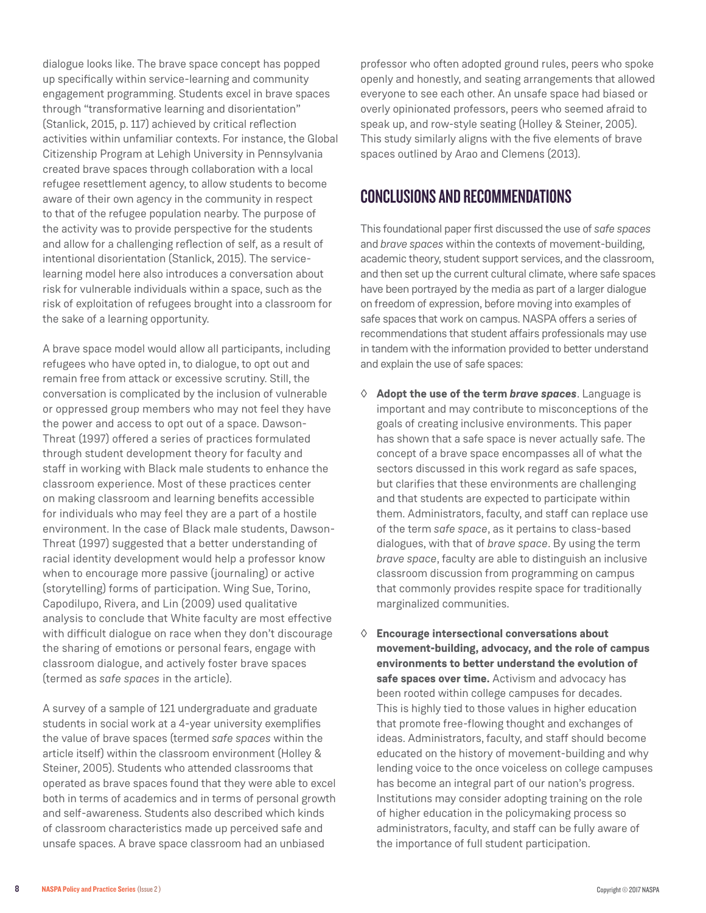dialogue looks like. The brave space concept has popped up specifically within service-learning and community engagement programming. Students excel in brave spaces through "transformative learning and disorientation" (Stanlick, 2015, p. 117) achieved by critical reflection activities within unfamiliar contexts. For instance, the Global Citizenship Program at Lehigh University in Pennsylvania created brave spaces through collaboration with a local refugee resettlement agency, to allow students to become aware of their own agency in the community in respect to that of the refugee population nearby. The purpose of the activity was to provide perspective for the students and allow for a challenging reflection of self, as a result of intentional disorientation (Stanlick, 2015). The service-learning model here also introduces a conversation about risk for vulnerable individuals within a space, such as the risk of exploitation of refugees brought into a classroom for the sake of a learning opportunity.

A brave space model would allow all participants, including refugees who have opted in, to dialogue, to opt out and remain free from attack or excessive scrutiny. Still, the conversation is complicated by the inclusion of vulnerable or oppressed group members who may not feel they have the power and access to opt out of a space. Dawson-Threat (1997) offered a series of practices formulated through student development theory for faculty and staff in working with Black male students to enhance the classroom experience. Most of these practices center on making classroom and learning benefits accessible for individuals who may feel they are a part of a hostile environment. In the case of Black male students, Dawson-Threat (1997) suggested that a better understanding of racial identity development would help a professor know when to encourage more passive (journaling) or active (storytelling) forms of participation. Wing Sue, Torino, Capodilupo, Rivera, and Lin (2009) used qualitative analysis to conclude that White faculty are most effective with difficult dialogue on race when they don't discourage the sharing of emotions or personal fears, engage with classroom dialogue, and actively foster brave spaces (termed as *safe spaces* in the article).

A survey of a sample of 121 undergraduate and graduate students in social work at a 4-year university exemplifies the value of brave spaces (termed *safe spaces* within the article itself) within the classroom environment (Holley & Steiner, 2005). Students who attended classrooms that operated as brave spaces found that they were able to excel both in terms of academics and in terms of personal growth and self-awareness. Students also described which kinds of classroom characteristics made up perceived safe and unsafe spaces. A brave space classroom had an unbiased professor who often adopted ground rules, peers who spoke openly and honestly, and seating arrangements that allowed everyone to see each other. An unsafe space had biased or overly opinionated professors, peers who seemed afraid to speak up, and row-style seating (Holley & Steiner, 2005). This study similarly aligns with the five elements of brave spaces outlined by Arao and Clemens (2013).

## CONCLUSIONS AND RECOMMENDATIONS

This foundational paper first discussed the use of *safe spaces* and *brave spaces* within the contexts of movement-building, academic theory, student support services, and the classroom, and then set up the current cultural climate, where safe spaces have been portrayed by the media as part of a larger dialogue on freedom of expression, before moving into examples of safe spaces that work on campus. NASPA offers a series of recommendations that student affairs professionals may use in tandem with the information provided to better understand and explain the use of safe spaces:

- **Adopt the use of the term *brave spaces*.** Language is important and may contribute to misconceptions of the goals of creating inclusive environments. This paper has shown that a safe space is never actually safe. The concept of a brave space encompasses all of what the sectors discussed in this work regard as safe spaces, but clarifies that these environments are challenging and that students are expected to participate within them. Administrators, faculty, and staff can replace use of the term *safe space*, as it pertains to class-based dialogues, with that of *brave space*. By using the term *brave space*, faculty are able to distinguish an inclusive classroom discussion from programming on campus that commonly provides respite space for traditionally marginalized communities.

- **Encourage intersectional conversations about movement-building, advocacy, and the role of campus environments to better understand the evolution of safe spaces over time.** Activism and advocacy has been rooted within college campuses for decades. This is highly tied to those values in higher education that promote free-flowing thought and exchanges of ideas. Administrators, faculty, and staff should become educated on the history of movement-building and why lending voice to the once voiceless on college campuses has become an integral part of our nation's progress. Institutions may consider adopting training on the role of higher education in the policymaking process so administrators, faculty, and staff can be fully aware of the importance of full student participation.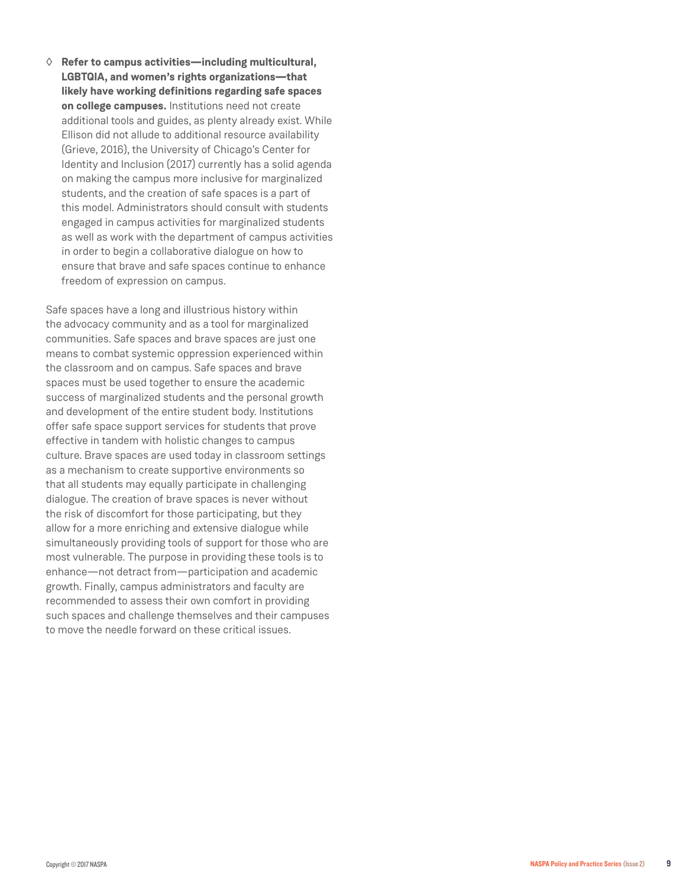- **Refer to campus activities—including multicultural, LGBTQIA, and women's rights organizations—that likely have working definitions regarding safe spaces on college campuses.** Institutions need not create additional tools and guides, as plenty already exist. While Ellison did not allude to additional resource availability (Grieve, 2016), the University of Chicago's Center for Identity and Inclusion (2017) currently has a solid agenda on making the campus more inclusive for marginalized students, and the creation of safe spaces is a part of this model. Administrators should consult with students engaged in campus activities for marginalized students as well as work with the department of campus activities in order to begin a collaborative dialogue on how to ensure that brave and safe spaces continue to enhance freedom of expression on campus.

Safe spaces have a long and illustrious history within the advocacy community and as a tool for marginalized communities. Safe spaces and brave spaces are just one means to combat systemic oppression experienced within the classroom and on campus. Safe spaces and brave spaces must be used together to ensure the academic success of marginalized students and the personal growth and development of the entire student body. Institutions offer safe space support services for students that prove effective in tandem with holistic changes to campus culture. Brave spaces are used today in classroom settings as a mechanism to create supportive environments so that all students may equally participate in challenging dialogue. The creation of brave spaces is never without the risk of discomfort for those participating, but they allow for a more enriching and extensive dialogue while simultaneously providing tools of support for those who are most vulnerable. The purpose in providing these tools is to enhance—not detract from—participation and academic growth. Finally, campus administrators and faculty are recommended to assess their own comfort in providing such spaces and challenge themselves and their campuses to move the needle forward on these critical issues.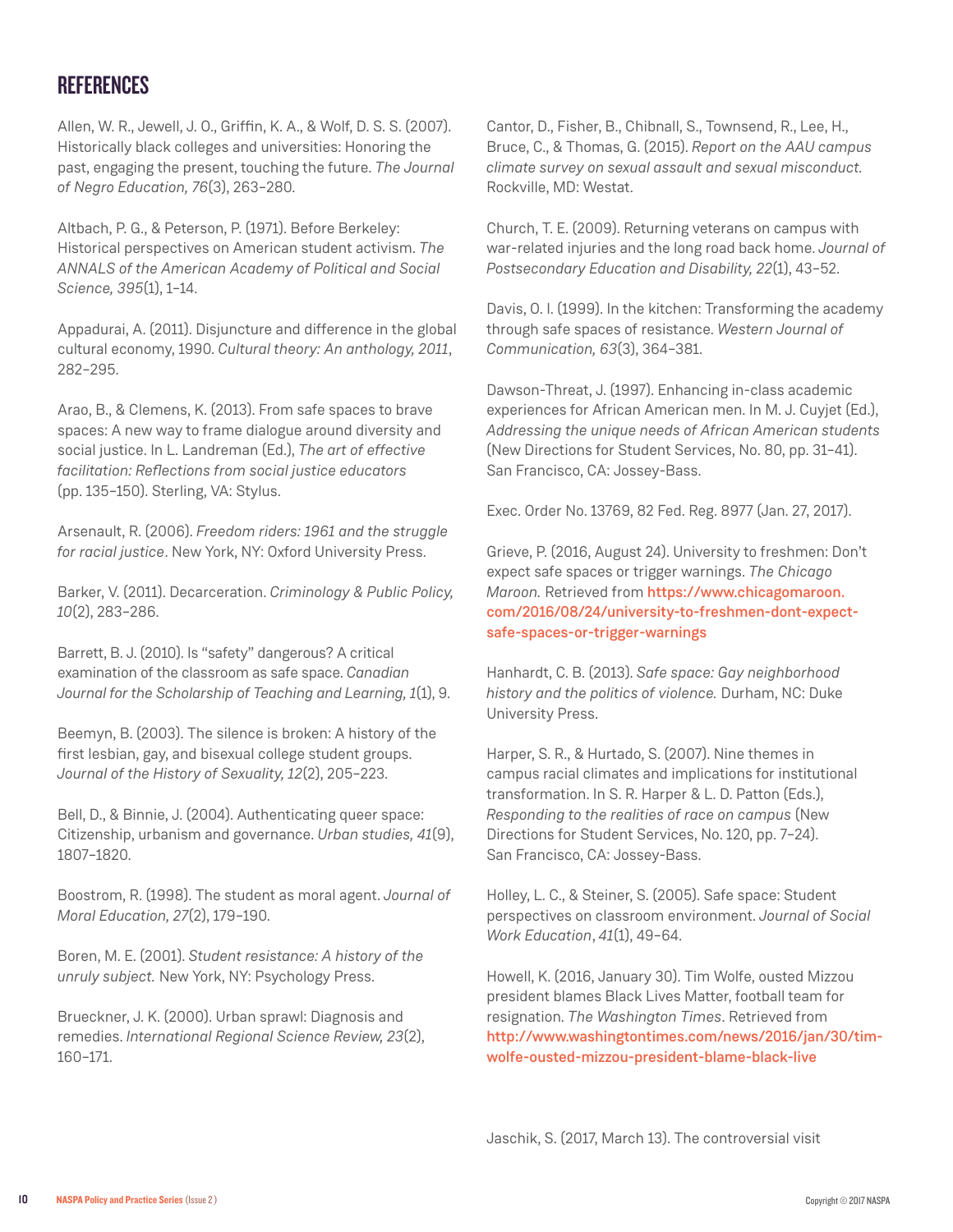## REFERENCES

Allen, W. R., Jewell, J. O., Griffin, K. A., & Wolf, D. S. S. (2007). Historically black colleges and universities: Honoring the past, engaging the present, touching the future. *The Journal of Negro Education, 76*(3), 263–280.

Altbach, P. G., & Peterson, P. (1971). Before Berkeley: Historical perspectives on American student activism. *The ANNALS of the American Academy of Political and Social Science, 395*(1), 1–14.

Appadurai, A. (2011). Disjuncture and difference in the global cultural economy, 1990. *Cultural theory: An anthology, 2011*, 282–295.

Arao, B., & Clemens, K. (2013). From safe spaces to brave spaces: A new way to frame dialogue around diversity and social justice. In L. Landreman (Ed.), *The art of effective facilitation: Reflections from social justice educators* (pp. 135–150). Sterling, VA: Stylus.

Arsenault, R. (2006). *Freedom riders: 1961 and the struggle for racial justice*. New York, NY: Oxford University Press.

Barker, V. (2011). Decarceration. *Criminology & Public Policy, 10*(2), 283–286.

Barrett, B. J. (2010). Is "safety" dangerous? A critical examination of the classroom as safe space. *Canadian Journal for the Scholarship of Teaching and Learning, 1*(1), 9.

Beemyn, B. (2003). The silence is broken: A history of the first lesbian, gay, and bisexual college student groups. *Journal of the History of Sexuality, 12*(2), 205–223.

Bell, D., & Binnie, J. (2004). Authenticating queer space: Citizenship, urbanism and governance. *Urban studies, 41*(9), 1807–1820.

Boostrom, R. (1998). The student as moral agent. *Journal of Moral Education, 27*(2), 179–190.

Boren, M. E. (2001). *Student resistance: A history of the unruly subject.* New York, NY: Psychology Press.

Brueckner, J. K. (2000). Urban sprawl: Diagnosis and remedies. *International Regional Science Review, 23*(2), 160–171.

Cantor, D., Fisher, B., Chibnall, S., Townsend, R., Lee, H., Bruce, C., & Thomas, G. (2015). *Report on the AAU campus climate survey on sexual assault and sexual misconduct.* Rockville, MD: Westat.

Church, T. E. (2009). Returning veterans on campus with war-related injuries and the long road back home. *Journal of Postsecondary Education and Disability, 22*(1), 43–52.

Davis, O. I. (1999). In the kitchen: Transforming the academy through safe spaces of resistance. *Western Journal of Communication, 63*(3), 364–381.

Dawson-Threat, J. (1997). Enhancing in-class academic experiences for African American men. In M. J. Cuyjet (Ed.), *Addressing the unique needs of African American students* (New Directions for Student Services, No. 80, pp. 31–41). San Francisco, CA: Jossey-Bass.

Exec. Order No. 13769, 82 Fed. Reg. 8977 (Jan. 27, 2017).

Grieve, P. (2016, August 24). University to freshmen: Don't expect safe spaces or trigger warnings. *The Chicago Maroon.* Retrieved from https://www.chicagomaroon.com/2016/08/24/university-to-freshmen-dont-expect-safe-spaces-or-trigger-warnings

Hanhardt, C. B. (2013). *Safe space: Gay neighborhood history and the politics of violence.* Durham, NC: Duke University Press.

Harper, S. R., & Hurtado, S. (2007). Nine themes in campus racial climates and implications for institutional transformation. In S. R. Harper & L. D. Patton (Eds.), *Responding to the realities of race on campus* (New Directions for Student Services, No. 120, pp. 7–24). San Francisco, CA: Jossey-Bass.

Holley, L. C., & Steiner, S. (2005). Safe space: Student perspectives on classroom environment. *Journal of Social Work Education*, *41*(1), 49–64.

Howell, K. (2016, January 30). Tim Wolfe, ousted Mizzou president blames Black Lives Matter, football team for resignation. *The Washington Times*. Retrieved from http://www.washingtontimes.com/news/2016/jan/30/tim-wolfe-ousted-mizzou-president-blame-black-live

Jaschik, S. (2017, March 13). The controversial visit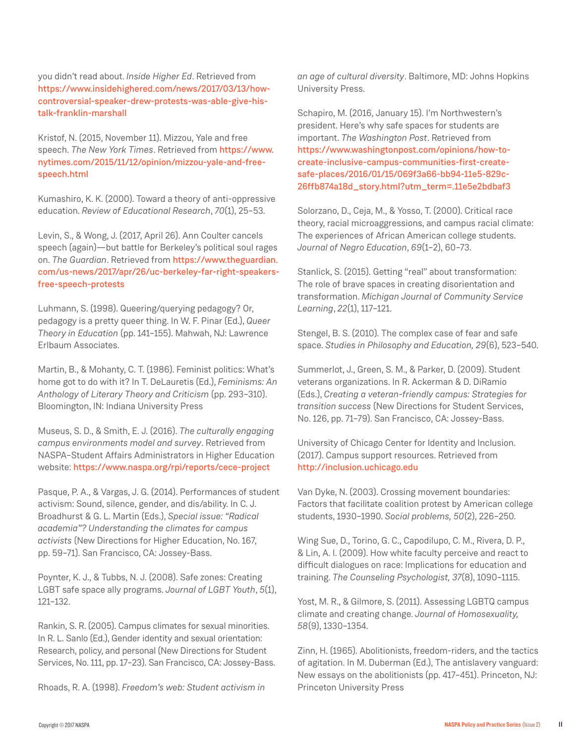you didn't read about. *Inside Higher Ed*. Retrieved from https://www.insidehighered.com/news/2017/03/13/how-controversial-speaker-drew-protests-was-able-give-his-talk-franklin-marshall

Kristof, N. (2015, November 11). Mizzou, Yale and free speech. *The New York Times*. Retrieved from https://www.nytimes.com/2015/11/12/opinion/mizzou-yale-and-free-speech.html

Kumashiro, K. K. (2000). Toward a theory of anti-oppressive education. *Review of Educational Research*, *70*(1), 25–53.

Levin, S., & Wong, J. (2017, April 26). Ann Coulter cancels speech (again)—but battle for Berkeley's political soul rages on. *The Guardian*. Retrieved from https://www.theguardian.com/us-news/2017/apr/26/uc-berkeley-far-right-speakers-free-speech-protests

Luhmann, S. (1998). Queering/querying pedagogy? Or, pedagogy is a pretty queer thing. In W. F. Pinar (Ed.), *Queer Theory in Education* (pp. 141–155). Mahwah, NJ: Lawrence Erlbaum Associates.

Martin, B., & Mohanty, C. T. (1986). Feminist politics: What's home got to do with it? In T. DeLauretis (Ed.), *Feminisms: An Anthology of Literary Theory and Criticism* (pp. 293–310). Bloomington, IN: Indiana University Press

Museus, S. D., & Smith, E. J. (2016). *The culturally engaging campus environments model and survey*. Retrieved from NASPA–Student Affairs Administrators in Higher Education website: https://www.naspa.org/rpi/reports/cece-project

Pasque, P. A., & Vargas, J. G. (2014). Performances of student activism: Sound, silence, gender, and dis/ability. In C. J. Broadhurst & G. L. Martin (Eds.), *Special issue: "Radical academia"? Understanding the climates for campus activists* (New Directions for Higher Education, No. 167, pp. 59–71). San Francisco, CA: Jossey-Bass.

Poynter, K. J., & Tubbs, N. J. (2008). Safe zones: Creating LGBT safe space ally programs. *Journal of LGBT Youth*, *5*(1), 121–132.

Rankin, S. R. (2005). Campus climates for sexual minorities. In R. L. Sanlo (Ed.), Gender identity and sexual orientation: Research, policy, and personal (New Directions for Student Services, No. 111, pp. 17–23). San Francisco, CA: Jossey-Bass.

Rhoads, R. A. (1998). *Freedom's web: Student activism in an age of cultural diversity*. Baltimore, MD: Johns Hopkins University Press.

Schapiro, M. (2016, January 15). I'm Northwestern's president. Here's why safe spaces for students are important. *The Washington Post*. Retrieved from https://www.washingtonpost.com/opinions/how-to-create-inclusive-campus-communities-first-create-safe-places/2016/01/15/069f3a66-bb94-11e5-829c-26ffb874a18d_story.html?utm_term=.11e5e2bdbaf3

Solorzano, D., Ceja, M., & Yosso, T. (2000). Critical race theory, racial microaggressions, and campus racial climate: The experiences of African American college students. *Journal of Negro Education*, *69*(1–2), 60–73.

Stanlick, S. (2015). Getting "real" about transformation: The role of brave spaces in creating disorientation and transformation. *Michigan Journal of Community Service Learning*, *22*(1), 117–121.

Stengel, B. S. (2010). The complex case of fear and safe space. *Studies in Philosophy and Education, 29*(6), 523–540.

Summerlot, J., Green, S. M., & Parker, D. (2009). Student veterans organizations. In R. Ackerman & D. DiRamio (Eds.), *Creating a veteran-friendly campus: Strategies for transition success* (New Directions for Student Services, No. 126, pp. 71–79). San Francisco, CA: Jossey-Bass.

University of Chicago Center for Identity and Inclusion. (2017). Campus support resources. Retrieved from http://inclusion.uchicago.edu

Van Dyke, N. (2003). Crossing movement boundaries: Factors that facilitate coalition protest by American college students, 1930–1990. *Social problems, 50*(2), 226–250.

Wing Sue, D., Torino, G. C., Capodilupo, C. M., Rivera, D. P., & Lin, A. I. (2009). How white faculty perceive and react to difficult dialogues on race: Implications for education and training. *The Counseling Psychologist, 37*(8), 1090–1115.

Yost, M. R., & Gilmore, S. (2011). Assessing LGBTQ campus climate and creating change. *Journal of Homosexuality, 58*(9), 1330–1354.

Zinn, H. (1965). Abolitionists, freedom-riders, and the tactics of agitation. In M. Duberman (Ed.), The antislavery vanguard: New essays on the abolitionists (pp. 417–451). Princeton, NJ: Princeton University Press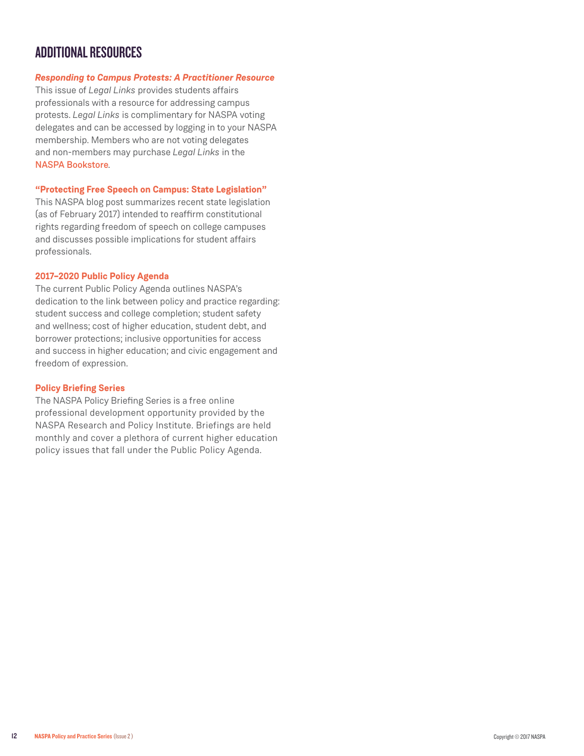# ADDITIONAL RESOURCES

***Responding to Campus Protests: A Practitioner Resource***

This issue of *Legal Links* provides students affairs professionals with a resource for addressing campus protests. *Legal Links* is complimentary for NASPA voting delegates and can be accessed by logging in to your NASPA membership. Members who are not voting delegates and non-members may purchase *Legal Links* in the NASPA Bookstore.

**"Protecting Free Speech on Campus: State Legislation"**

This NASPA blog post summarizes recent state legislation (as of February 2017) intended to reaffirm constitutional rights regarding freedom of speech on college campuses and discusses possible implications for student affairs professionals.

**2017–2020 Public Policy Agenda**

The current Public Policy Agenda outlines NASPA's dedication to the link between policy and practice regarding: student success and college completion; student safety and wellness; cost of higher education, student debt, and borrower protections; inclusive opportunities for access and success in higher education; and civic engagement and freedom of expression.

**Policy Briefing Series**

The NASPA Policy Briefing Series is a free online professional development opportunity provided by the NASPA Research and Policy Institute. Briefings are held monthly and cover a plethora of current higher education policy issues that fall under the Public Policy Agenda.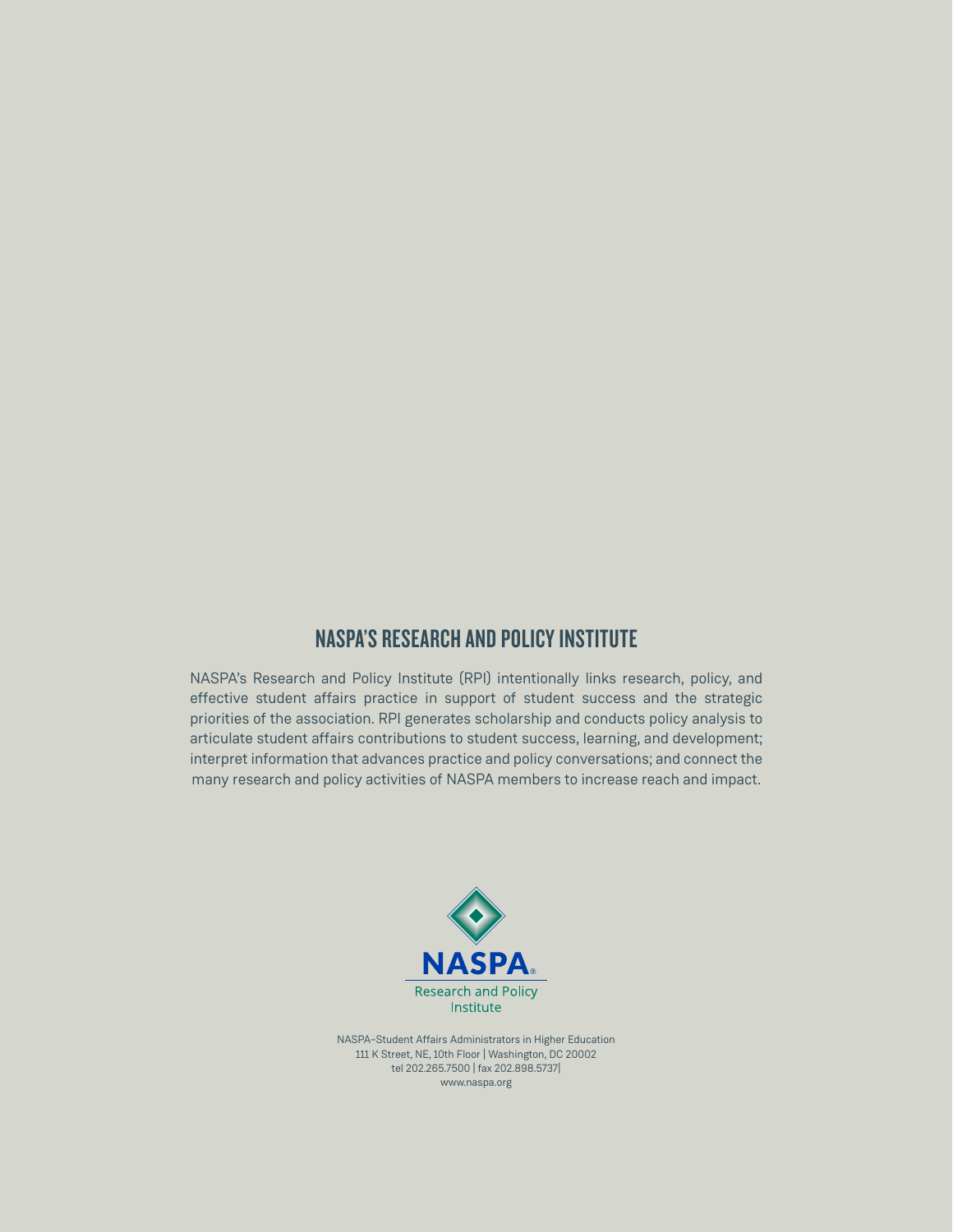## NASPA'S RESEARCH AND POLICY INSTITUTE

NASPA's Research and Policy Institute (RPI) intentionally links research, policy, and effective student affairs practice in support of student success and the strategic priorities of the association. RPI generates scholarship and conducts policy analysis to articulate student affairs contributions to student success, learning, and development; interpret information that advances practice and policy conversations; and connect the many research and policy activities of NASPA members to increase reach and impact.

NASPA®

Research and Policy Institute

NASPA–Student Affairs Administrators in Higher Education
111 K Street, NE, 10th Floor | Washington, DC 20002
tel 202.265.7500 | fax 202.898.5737|
www.naspa.org